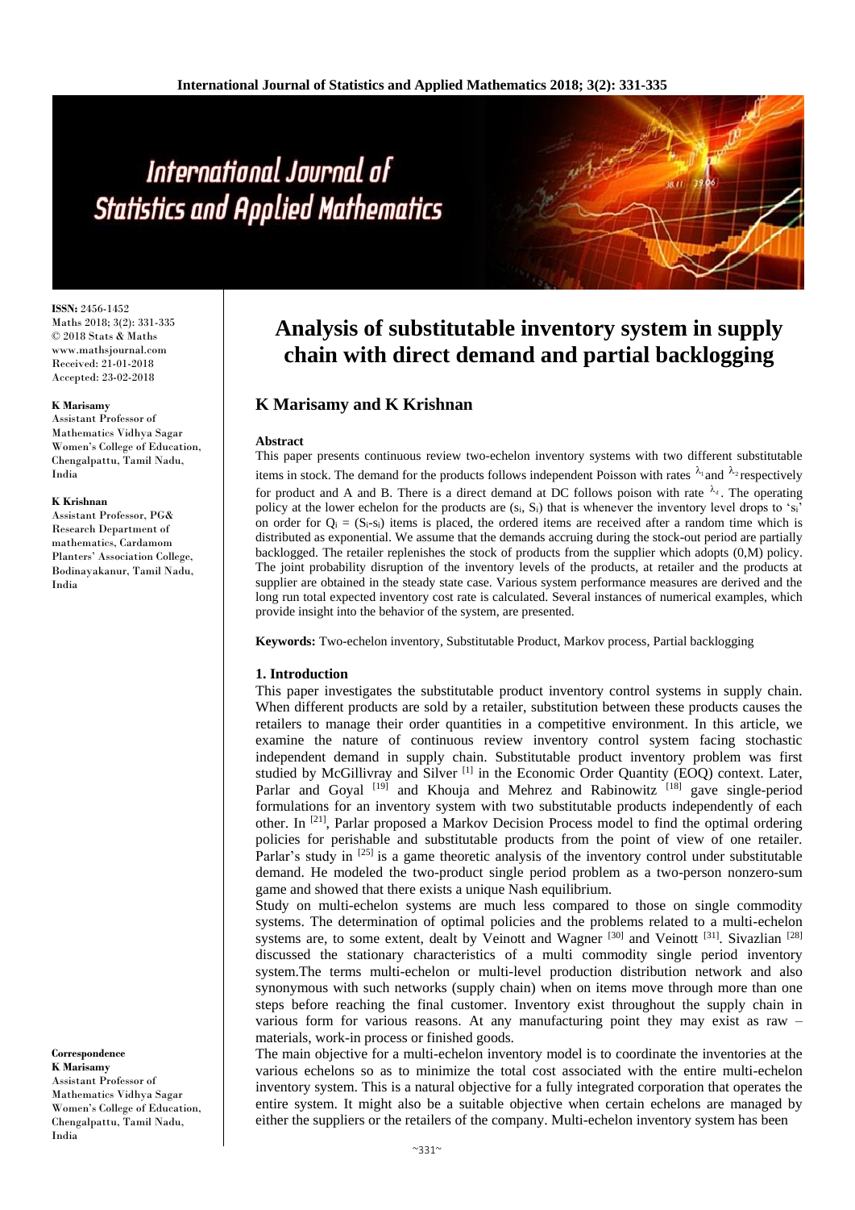# Analysis of substitutable inventory system in supply chain with direct demand and partial backlogging

## K Marisamy and K Krishnan

**ISSN:** 2456-1452
Maths 2018; 3(2): 331-335
© 2018 Stats & Maths
www.mathsjournal.com
Received: 21-01-2018
Accepted: 23-02-2018

**K Marisamy**
Assistant Professor of Mathematics Vidhya Sagar Women's College of Education, Chengalpattu, Tamil Nadu, India

**K Krishnan**
Assistant Professor, PG& Research Department of mathematics, Cardamom Planters' Association College, Bodinayakanur, Tamil Nadu, India

**Correspondence**
**K Marisamy**
Assistant Professor of Mathematics Vidhya Sagar Women's College of Education, Chengalpattu, Tamil Nadu, India

### Abstract

This paper presents continuous review two-echelon inventory systems with two different substitutable items in stock. The demand for the products follows independent Poisson with rates $\lambda_1$ and $\lambda_2$ respectively for product and A and B. There is a direct demand at DC follows poison with rate $\lambda_d$. The operating policy at the lower echelon for the products are $(s_i, S_i)$ that is whenever the inventory level drops to '$s_i$' on order for $Q_i = (S_i\text{-}s_i)$ items is placed, the ordered items are received after a random time which is distributed as exponential. We assume that the demands accruing during the stock-out period are partially backlogged. The retailer replenishes the stock of products from the supplier which adopts (0,M) policy. The joint probability disruption of the inventory levels of the products, at retailer and the products at supplier are obtained in the steady state case. Various system performance measures are derived and the long run total expected inventory cost rate is calculated. Several instances of numerical examples, which provide insight into the behavior of the system, are presented.

**Keywords:** Two-echelon inventory, Substitutable Product, Markov process, Partial backlogging

### 1. Introduction

This paper investigates the substitutable product inventory control systems in supply chain. When different products are sold by a retailer, substitution between these products causes the retailers to manage their order quantities in a competitive environment. In this article, we examine the nature of continuous review inventory control system facing stochastic independent demand in supply chain. Substitutable product inventory problem was first studied by McGillivray and Silver [1] in the Economic Order Quantity (EOQ) context. Later, Parlar and Goyal [19] and Khouja and Mehrez and Rabinowitz [18] gave single-period formulations for an inventory system with two substitutable products independently of each other. In [21], Parlar proposed a Markov Decision Process model to find the optimal ordering policies for perishable and substitutable products from the point of view of one retailer. Parlar's study in [25] is a game theoretic analysis of the inventory control under substitutable demand. He modeled the two-product single period problem as a two-person nonzero-sum game and showed that there exists a unique Nash equilibrium.

Study on multi-echelon systems are much less compared to those on single commodity systems. The determination of optimal policies and the problems related to a multi-echelon systems are, to some extent, dealt by Veinott and Wagner [30] and Veinott [31]. Sivazlian [28] discussed the stationary characteristics of a multi commodity single period inventory system.The terms multi-echelon or multi-level production distribution network and also synonymous with such networks (supply chain) when on items move through more than one steps before reaching the final customer. Inventory exist throughout the supply chain in various form for various reasons. At any manufacturing point they may exist as raw – materials, work-in process or finished goods.

The main objective for a multi-echelon inventory model is to coordinate the inventories at the various echelons so as to minimize the total cost associated with the entire multi-echelon inventory system. This is a natural objective for a fully integrated corporation that operates the entire system. It might also be a suitable objective when certain echelons are managed by either the suppliers or the retailers of the company. Multi-echelon inventory system has been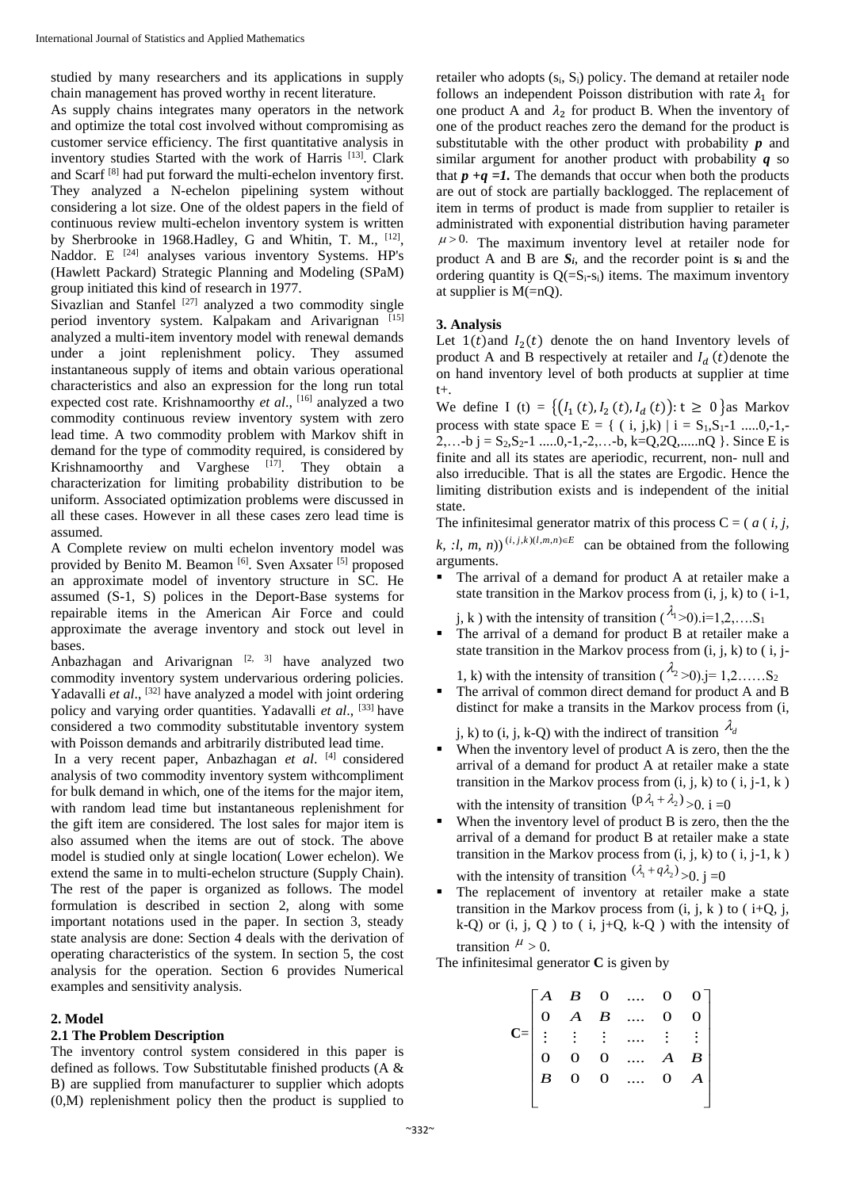studied by many researchers and its applications in supply chain management has proved worthy in recent literature.

As supply chains integrates many operators in the network and optimize the total cost involved without compromising analysis in customer service efficiency. The first quantitative analysis in inventory studies Started with the work of Harris [13]. Clark and Scarf [8] had put forward the multi-echelon inventory first. They analyzed a N-echelon pipelining system without considering a lot size. One of the oldest papers in the field of continuous review multi-echelon inventory system is written by Sherbrooke in 1968.Hadley, G and Whitin, T. M., [12], Naddor. E [24] analyses various inventory Systems. HP's (Hawlett Packard) Strategic Planning and Modeling (SPaM) group initiated this kind of research in 1977.

Sivazlian and Stanfel [27] analyzed a two commodity single period inventory system. Kalpakam and Arivarignan [15] analyzed a multi-item inventory model with renewal demands under a joint replenishment policy. They assumed instantaneous supply of items and obtain various operational characteristics and also an expression for the long run total expected cost rate. Krishnamoorthy *et al*., [16] analyzed a two commodity continuous review inventory system with zero lead time. A two commodity problem with Markov shift in demand for the type of commodity required, is considered by Krishnamoorthy and Varghese [17]. They obtain a characterization for limiting probability distribution to be uniform. Associated optimization problems were discussed in all these cases. However in all these cases zero lead time is assumed.

A Complete review on multi echelon inventory model was provided by Benito M. Beamon [6]. Sven Axsater [5] proposed an approximate model of inventory structure in SC. He assumed (S-1, S) polices in the Deport-Base systems for repairable items in the American Air Force and could approximate the average inventory and stock out level in bases.

Anbazhagan and Arivarignan [2, 3] have analyzed two commodity inventory system undervarious ordering policies. Yadavalli *et al*., [32] have analyzed a model with joint ordering policy and varying order quantities. Yadavalli *et al*., [33] have considered a two commodity substitutable inventory system with Poisson demands and arbitrarily distributed lead time.

In a very recent paper, Anbazhagan *et al*. [4] considered analysis of two commodity inventory system withcompliment for bulk demand in which, one of the items for the major item, with random lead time but instantaneous replenishment for the gift item are considered. The lost sales for major item is also assumed when the items are out of stock. The above model is studied only at single location( Lower echelon). We extend the same in to multi-echelon structure (Supply Chain). The rest of the paper is organized as follows. The model formulation is described in section 2, along with some important notations used in the paper. In section 3, steady state analysis are done: Section 4 deals with the derivation of operating characteristics of the system. In section 5, the cost analysis for the operation. Section 6 provides Numerical examples and sensitivity analysis.

## 2. Model

### 2.1 The Problem Description

The inventory control system considered in this paper is defined as follows. Tow Substitutable finished products (A & B) are supplied from manufacturer to supplier which adopts (0,M) replenishment policy then the product is supplied to retailer who adopts ($s_i$, $S_i$) policy. The demand at retailer node follows an independent Poisson distribution with rate $\lambda_1$ for one product A and $\lambda_2$ for product B. When the inventory of one of the product reaches zero the demand for the product is substitutable with the other product with probability ***p*** and similar argument for another product with probability ***q*** so that ***p +q =1.*** The demands that occur when both the products are out of stock are partially backlogged. The replacement of item in terms of product is made from supplier to retailer is administrated with exponential distribution having parameter $\mu > 0.$ The maximum inventory level at retailer node for product A and B are $S_i$, and the recorder point is $s_i$ and the ordering quantity is Q(=$S_i$-$s_i$) items. The maximum inventory at supplier is M(=nQ).

## 3. Analysis

Let $1(t)$ and $I_2(t)$ denote the on hand Inventory levels of product A and B respectively at retailer and $I_d\,(t)$ denote the on hand inventory level of both products at supplier at time t+.

We define I (t) = $\{(I_1\,(t), I_2\,(t), I_d\,(t)): t \geq 0\}$ as Markov process with state space E = { ( i, j,k) | i = $S_1$,$S_1$-1 .....0,-1,-2,…-b j = $S_2$,$S_2$-1 .....0,-1,-2,…-b, k=Q,2Q,.....nQ }. Since E is finite and all its states are aperiodic, recurrent, non- null and also irreducible. That is all the states are Ergodic. Hence the limiting distribution exists and is independent of the initial state.

The infinitesimal generator matrix of this process C = ( *a* ( *i, j, k, :l, m, n*))$^{(i,j,k)(l,m,n)\in E}$ can be obtained from the following arguments.

- The arrival of a demand for product A at retailer make a state transition in the Markov process from (i, j, k) to ( i-1, j, k ) with the intensity of transition ($\lambda_1$>0).i=1,2,….$S_1$
- The arrival of a demand for product B at retailer make a state transition in the Markov process from (i, j, k) to ( i, j-1, k) with the intensity of transition ($\lambda_2$>0).j= 1,2……$S_2$
- The arrival of common direct demand for product A and B distinct for make a transits in the Markov process from (i, j, k) to (i, j, k-Q) with the indirect of transition $\lambda_d$
- When the inventory level of product A is zero, then the the arrival of a demand for product A at retailer make a state transition in the Markov process from (i, j, k) to ( i, j-1, k ) with the intensity of transition $(p\lambda_1 + \lambda_2)$>0. i =0
- When the inventory level of product B is zero, then the the arrival of a demand for product B at retailer make a state transition in the Markov process from (i, j, k) to ( i, j-1, k ) with the intensity of transition $(\lambda_1 + q\lambda_2)$>0. j =0
- The replacement of inventory at retailer make a state transition in the Markov process from (i, j, k ) to ( i+Q, j, k-Q) or (i, j, Q ) to ( i, j+Q, k-Q ) with the intensity of transition $\mu > 0$.

The infinitesimal generator **C** is given by

$$
\mathbf{C}=\begin{bmatrix} A & B & 0 & .... & 0 & 0 \\ 0 & A & B & .... & 0 & 0 \\ \vdots & \vdots & \vdots & .... & \vdots & \vdots \\ 0 & 0 & 0 & .... & A & B \\ B & 0 & 0 & .... & 0 & A \end{bmatrix}
$$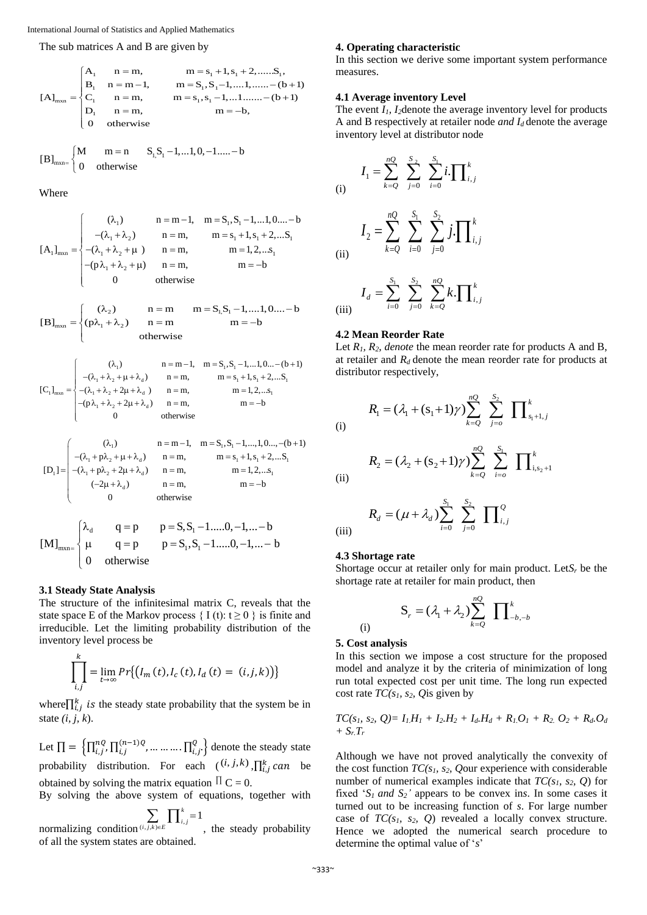The sub matrices A and B are given by

$$[A]_{m \times n} = \begin{cases} A_1 & n = m, \quad m = s_1+1, s_1+2, \ldots\ldots S_1, \\ B_1 & n = m-1, \quad m = S_1, S_1-1, \ldots.1, \ldots\ldots -(b+1) \\ C_1 & n = m, \quad m = s_1, s_1-1, \ldots 1 \ldots\ldots -(b+1) \\ D_1 & n = m, \quad m = -b, \\ 0 & \text{otherwise} \end{cases}$$

$$[B]_{m \times n} = \begin{cases} M & m = n \quad S_1, S_1-1, \ldots 1, 0, -1 \ldots\ldots -b \\ 0 & \text{otherwise} \end{cases}$$

Where

$$[A_1]_{m \times n} = \begin{cases} (\lambda_1) & n = m-1, \quad m = S_1, S_1-1, \ldots 1, 0 \ldots -b \\ -(\lambda_1+\lambda_2) & n = m, \quad m = s_1+1, s_1+2, \ldots S_1 \\ -(\lambda_1+\lambda_2+\mu) & n = m, \quad m = 1, 2, \ldots s_1 \\ -(p\lambda_1+\lambda_2+\mu) & n = m, \quad m = -b \\ 0 & \text{otherwise} \end{cases}$$

$$[B]_{m \times n} = \begin{cases} (\lambda_2) & n = m \quad m = S_1, S_1-1, \ldots.1, 0 \ldots -b \\ (p\lambda_1+\lambda_2) & n = m \quad m = -b \\ & \text{otherwise} \end{cases}$$

$$[C_1]_{m \times n} = \begin{cases} (\lambda_1) & n = m-1, \quad m = S_1, S_1-1, \ldots 1, 0 \ldots -(b+1) \\ -(\lambda_1+\lambda_2+\mu+\lambda_d) & n = m, \quad m = s_1+1, s_1+2, \ldots S_1 \\ -(\lambda_1+\lambda_2+2\mu+\lambda_d) & n = m, \quad m = 1, 2, \ldots s_1 \\ -(p\lambda_1+\lambda_2+2\mu+\lambda_d) & n = m, \quad m = -b \\ 0 & \text{otherwise} \end{cases}$$

$$[D_1] = \begin{cases} (\lambda_1) & n = m-1, \quad m = S_1, S_1-1, \ldots, 1, 0 \ldots, -(b+1) \\ -(\lambda_1+p\lambda_2+\mu+\lambda_d) & n = m, \quad m = s_1+1, s_1+2, \ldots S_1 \\ -(\lambda_1+p\lambda_2+2\mu+\lambda_d) & n = m, \quad m = 1, 2, \ldots s_1 \\ (-2\mu+\lambda_d) & n = m, \quad m = -b \\ 0 & \text{otherwise} \end{cases}$$

$$[M]_{m \times n} = \begin{cases} \lambda_d & q = p \quad p = S, S_1-1 \ldots.0, -1, \ldots -b \\ \mu & q = p \quad p = S_1, S_1-1 \ldots.0, -1, \ldots -b \\ 0 & \text{otherwise} \end{cases}$$

### 3.1 Steady State Analysis

The structure of the infinitesimal matrix C, reveals that the state space E of the Markov process { I (t): t ≥ 0 } is finite and irreducible. Let the limiting probability distribution of the inventory level process be

$$\prod_{i,j}^{k} = \lim_{t \to \infty} Pr\{(I_m(t), I_c(t), I_d(t) = (i, j, k))\}$$

where $\prod_{i,j}^{k}$ *is* the steady state probability that the system be in state *(i, j, k)*.

Let $\prod = \left\{\prod_{i,j}^{nQ}, \prod_{i,j}^{(n-1)Q}, \ldots\ldots\ldots \prod_{i,j}^{Q}\right\}$ denote the steady state probability distribution. For each $((i,j,k)$ ,$\prod_{i,j}^{k}$ *can* be obtained by solving the matrix equation $\prod C = 0$.

By solving the above system of equations, together with normalizing condition $\sum_{(i,j,k) \in E} \prod_{i,j}^{k} = 1$, the steady probability of all the system states are obtained.

## 4. Operating characteristic

In this section we derive some important system performance measures.

### 4.1 Average inventory Level

The event $I_1$, $I_2$denote the average inventory level for products A and B respectively at retailer node *and* $I_d$ denote the average inventory level at distributor node

(i) $$I_1 = \sum_{k=Q}^{nQ} \sum_{j=0}^{S_2} \sum_{i=0}^{S_1} i. \prod_{i,j}^{k}$$

(ii) $$I_2 = \sum_{k=Q}^{nQ} \sum_{i=0}^{S_1} \sum_{j=0}^{S_2} j. \prod_{i,j}^{k}$$

(iii) $$I_d = \sum_{i=0}^{S_1} \sum_{j=0}^{S_2} \sum_{k=Q}^{nQ} k. \prod_{i,j}^{k}$$

### 4.2 Mean Reorder Rate

Let $R_1$, $R_2$, *denote* the mean reorder rate for products A and B, at retailer and $R_d$ denote the mean reorder rate for products at distributor respectively,

(i) $$R_1 = (\lambda_1 + (s_1+1)\gamma) \sum_{k=Q}^{nQ} \sum_{j=o}^{S_2} \prod_{s_1+1, j}^{k}$$

(ii) $$R_2 = (\lambda_2 + (s_2+1)\gamma) \sum_{k=Q}^{nQ} \sum_{i=o}^{S_1} \prod_{i, s_2+1}^{k}$$

(iii) $$R_d = (\mu + \lambda_d) \sum_{i=0}^{S_1} \sum_{j=0}^{S_2} \prod_{i,j}^{Q}$$

### 4.3 Shortage rate

Shortage occur at retailer only for main product. Let$S_r$ be the shortage rate at retailer for main product, then

(i) $$S_r = (\lambda_1 + \lambda_2) \sum_{k=Q}^{nQ} \prod_{-b,-b}^{k}$$

## 5. Cost analysis

In this section we impose a cost structure for the proposed model and analyze it by the criteria of minimization of long run total expected cost per unit time. The long run expected cost rate *TC(s₁, s₂, Q)*is given by

$TC(s_1, s_2, Q) = I_1.H_1 + I_2.H_2 + I_d.H_d + R_1.O_1 + R_2.O_2 + R_d.O_d + S_r.T_r$

Although we have not proved analytically the convexity of the cost function *TC(s₁, s₂, Q*our experience with considerable number of numerical examples indicate that *TC(s₁, s₂, Q)* for fixed '$S_1$ *and* $S_2$' appears to be convex in*s*. In some cases it turned out to be increasing function of *s*. For large number case of *TC(s₁, s₂, Q)* revealed a locally convex structure. Hence we adopted the numerical search procedure to determine the optimal value of '*s*'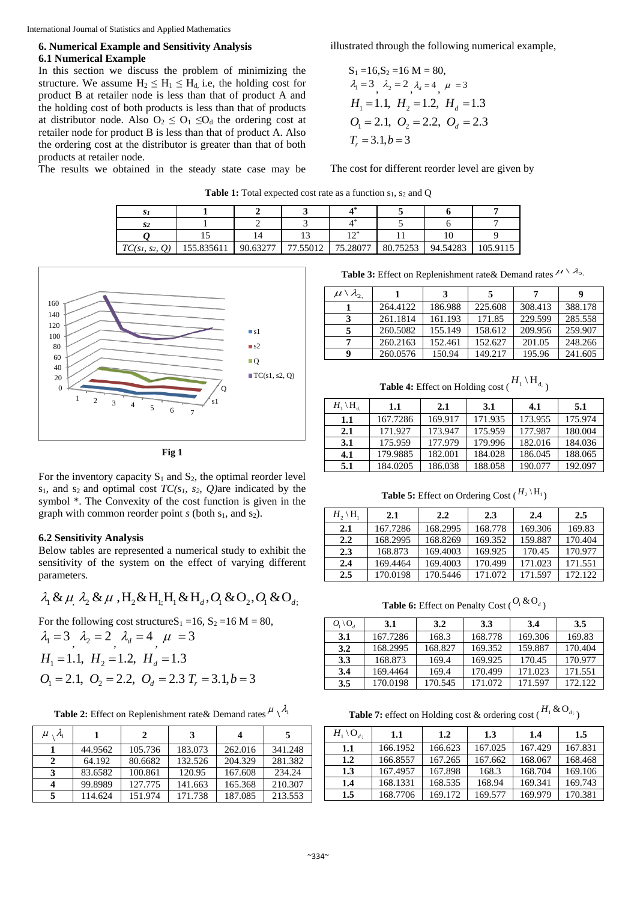## 6. Numerical Example and Sensitivity Analysis

### 6.1 Numerical Example

In this section we discuss the problem of minimizing the structure. We assume $H_2 \le H_1 \le H_d$, i.e, the holding cost for product B at retailer node is less than that of product A and the holding cost of both products is less than that of products at distributor node. Also $O_2 \le O_1 \le O_d$ the ordering cost at retailer node for product B is less than that of product A. Also the ordering cost at the distributor is greater than that of both products at retailer node.

The results we obtained in the steady state case may be illustrated through the following numerical example,

$$S_1 = 16, S_2 = 16 \; M = 80,$$
$$\lambda_1 = 3, \; \lambda_2 = 2, \; \lambda_d = 4, \; \mu = 3$$
$$H_1 = 1.1, \; H_2 = 1.2, \; H_d = 1.3$$
$$O_1 = 2.1, \; O_2 = 2.2, \; O_d = 2.3$$
$$T_r = 3.1, b = 3$$

The cost for different reorder level are given by

**Table 1:** Total expected cost rate as a function $s_1$, $s_2$ and Q

| $s_1$ | 1 | 2 | 3 | 4* | 5 | 6 | 7 |
|---|---|---|---|---|---|---|---|
| $s_2$ | 1 | 2 | 3 | 4* | 5 | 6 | 7 |
| $Q$ | 15 | 14 | 13 | 12* | 11 | 10 | 9 |
| $TC(s_1, s_2, Q)$ | 155.835611 | 90.63277 | 77.55012 | 75.28077 | 80.75253 | 94.54283 | 105.9115 |

Fig 1

For the inventory capacity $S_1$ and $S_2$, the optimal reorder level $s_1$, and $s_2$ and optimal cost $TC(s_1, s_2, Q)$are indicated by the symbol *. The Convexity of the cost function is given in the graph with common reorder point $s$ (both $s_1$, and $s_2$).

### 6.2 Sensitivity Analysis

Below tables are represented a numerical study to exhibit the sensitivity of the system on the effect of varying different parameters.

$$\lambda_1 \& \mu, \; \lambda_2 \& \mu, H_2 \& H_1, H_1 \& H_d, O_1 \& O_2, O_1 \& O_d;$$

For the following cost structure$S_1 = 16$, $S_2 = 16$ $M = 80$,

$$\lambda_1 = 3, \; \lambda_2 = 2, \; \lambda_d = 4, \; \mu = 3$$
$$H_1 = 1.1, \; H_2 = 1.2, \; H_d = 1.3$$
$$O_1 = 2.1, \; O_2 = 2.2, \; O_d = 2.3 \; T_r = 3.1, b = 3$$

**Table 2:** Effect on Replenishment rate& Demand rates $\mu \setminus \lambda_1$

| $\mu \setminus \lambda_1$ | 1 | 2 | 3 | 4 | 5 |
|---|---|---|---|---|---|
| 1 | 44.9562 | 105.736 | 183.073 | 262.016 | 341.248 |
| 2 | 64.192 | 80.6682 | 132.526 | 204.329 | 281.382 |
| 3 | 83.6582 | 100.861 | 120.95 | 167.608 | 234.24 |
| 4 | 99.8989 | 127.775 | 141.663 | 165.368 | 210.307 |
| 5 | 114.624 | 151.974 | 171.738 | 187.085 | 213.553 |

**Table 3:** Effect on Replenishment rate& Demand rates $\mu \setminus \lambda_2$

| $\mu \setminus \lambda_2$ | 1 | 3 | 5 | 7 | 9 |
|---|---|---|---|---|---|
| 1 | 264.4122 | 186.988 | 225.608 | 308.413 | 388.178 |
| 3 | 261.1814 | 161.193 | 171.85 | 229.599 | 285.558 |
| 5 | 260.5082 | 155.149 | 158.612 | 209.956 | 259.907 |
| 7 | 260.2163 | 152.461 | 152.627 | 201.05 | 248.266 |
| 9 | 260.0576 | 150.94 | 149.217 | 195.96 | 241.605 |

**Table 4:** Effect on Holding cost ($H_1 \setminus H_d$)

| $H_1 \setminus H_d$ | 1.1 | 2.1 | 3.1 | 4.1 | 5.1 |
|---|---|---|---|---|---|
| 1.1 | 167.7286 | 169.917 | 171.935 | 173.955 | 175.974 |
| 2.1 | 171.927 | 173.947 | 175.959 | 177.987 | 180.004 |
| 3.1 | 175.959 | 177.979 | 179.996 | 182.016 | 184.036 |
| 4.1 | 179.9885 | 182.001 | 184.028 | 186.045 | 188.065 |
| 5.1 | 184.0205 | 186.038 | 188.058 | 190.077 | 192.097 |

**Table 5:** Effect on Ordering Cost ($H_2 \setminus H_1$)

| $H_2 \setminus H_1$ | 2.1 | 2.2 | 2.3 | 2.4 | 2.5 |
|---|---|---|---|---|---|
| 2.1 | 167.7286 | 168.2995 | 168.778 | 169.306 | 169.83 |
| 2.2 | 168.2995 | 168.8269 | 169.352 | 159.887 | 170.404 |
| 2.3 | 168.873 | 169.4003 | 169.925 | 170.45 | 170.977 |
| 2.4 | 169.4464 | 169.4003 | 170.499 | 171.023 | 171.551 |
| 2.5 | 170.0198 | 170.5446 | 171.072 | 171.597 | 172.122 |

**Table 6:** Effect on Penalty Cost ($O_1 \& O_d$)

| $O_1 \setminus O_d$ | 3.1 | 3.2 | 3.3 | 3.4 | 3.5 |
|---|---|---|---|---|---|
| 3.1 | 167.7286 | 168.3 | 168.778 | 169.306 | 169.83 |
| 3.2 | 168.2995 | 168.827 | 169.352 | 159.887 | 170.404 |
| 3.3 | 168.873 | 169.4 | 169.925 | 170.45 | 170.977 |
| 3.4 | 169.4464 | 169.4 | 170.499 | 171.023 | 171.551 |
| 3.5 | 170.0198 | 170.545 | 171.072 | 171.597 | 172.122 |

**Table 7:** effect on Holding cost & ordering cost ($H_1 \& O_d$)

| $H_1 \setminus O_d$ | 1.1 | 1.2 | 1.3 | 1.4 | 1.5 |
|---|---|---|---|---|---|
| 1.1 | 166.1952 | 166.623 | 167.025 | 167.429 | 167.831 |
| 1.2 | 166.8557 | 167.265 | 167.662 | 168.067 | 168.468 |
| 1.3 | 167.4957 | 167.898 | 168.3 | 168.704 | 169.106 |
| 1.4 | 168.1331 | 168.535 | 168.94 | 169.341 | 169.743 |
| 1.5 | 168.7706 | 169.172 | 169.577 | 169.979 | 170.381 |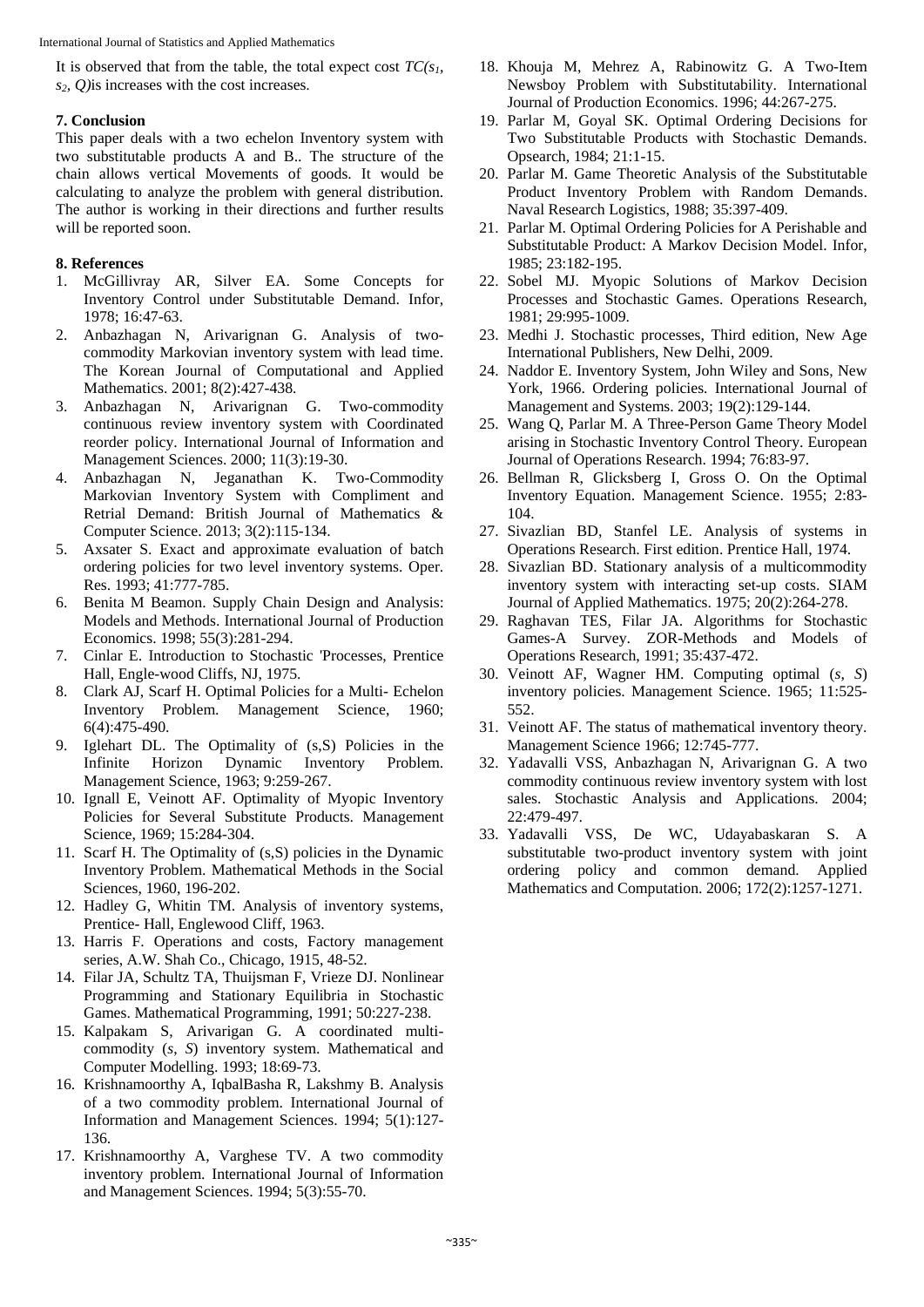It is observed that from the table, the total expect cost $TC(s_1, s_2, Q)$is increases with the cost increases.

## 7. Conclusion

This paper deals with a two echelon Inventory system with two substitutable products A and B.. The structure of the chain allows vertical Movements of goods. It would be calculating to analyze the problem with general distribution. The author is working in their directions and further results will be reported soon.

## 8. References

1. McGillivray AR, Silver EA. Some Concepts for Inventory Control under Substitutable Demand. Infor, 1978; 16:47-63.
2. Anbazhagan N, Arivarignan G. Analysis of two-commodity Markovian inventory system with lead time. The Korean Journal of Computational and Applied Mathematics. 2001; 8(2):427-438.
3. Anbazhagan N, Arivarignan G. Two-commodity continuous review inventory system with Coordinated reorder policy. International Journal of Information and Management Sciences. 2000; 11(3):19-30.
4. Anbazhagan N, Jeganathan K. Two-Commodity Markovian Inventory System with Compliment and Retrial Demand: British Journal of Mathematics & Computer Science. 2013; 3(2):115-134.
5. Axsater S. Exact and approximate evaluation of batch ordering policies for two level inventory systems. Oper. Res. 1993; 41:777-785.
6. Benita M Beamon. Supply Chain Design and Analysis: Models and Methods. International Journal of Production Economics. 1998; 55(3):281-294.
7. Cinlar E. Introduction to Stochastic 'Processes, Prentice Hall, Engle-wood Cliffs, NJ, 1975.
8. Clark AJ, Scarf H. Optimal Policies for a Multi- Echelon Inventory Problem. Management Science, 1960; 6(4):475-490.
9. Iglehart DL. The Optimality of (s,S) Policies in the Infinite Horizon Dynamic Inventory Problem. Management Science, 1963; 9:259-267.
10. Ignall E, Veinott AF. Optimality of Myopic Inventory Policies for Several Substitute Products. Management Science, 1969; 15:284-304.
11. Scarf H. The Optimality of (s,S) policies in the Dynamic Inventory Problem. Mathematical Methods in the Social Sciences, 1960, 196-202.
12. Hadley G, Whitin TM. Analysis of inventory systems, Prentice- Hall, Englewood Cliff, 1963.
13. Harris F. Operations and costs, Factory management series, A.W. Shah Co., Chicago, 1915, 48-52.
14. Filar JA, Schultz TA, Thuijsman F, Vrieze DJ. Nonlinear Programming and Stationary Equilibria in Stochastic Games. Mathematical Programming, 1991; 50:227-238.
15. Kalpakam S, Arivarigan G. A coordinated multi-commodity (*s*, *S*) inventory system. Mathematical and Computer Modelling. 1993; 18:69-73.
16. Krishnamoorthy A, IqbalBasha R, Lakshmy B. Analysis of a two commodity problem. International Journal of Information and Management Sciences. 1994; 5(1):127-136.
17. Krishnamoorthy A, Varghese TV. A two commodity inventory problem. International Journal of Information and Management Sciences. 1994; 5(3):55-70.
18. Khouja M, Mehrez A, Rabinowitz G. A Two-Item Newsboy Problem with Substitutability. International Journal of Production Economics. 1996; 44:267-275.
19. Parlar M, Goyal SK. Optimal Ordering Decisions for Two Substitutable Products with Stochastic Demands. Opsearch, 1984; 21:1-15.
20. Parlar M. Game Theoretic Analysis of the Substitutable Product Inventory Problem with Random Demands. Naval Research Logistics, 1988; 35:397-409.
21. Parlar M. Optimal Ordering Policies for A Perishable and Substitutable Product: A Markov Decision Model. Infor, 1985; 23:182-195.
22. Sobel MJ. Myopic Solutions of Markov Decision Processes and Stochastic Games. Operations Research, 1981; 29:995-1009.
23. Medhi J. Stochastic processes, Third edition, New Age International Publishers, New Delhi, 2009.
24. Naddor E. Inventory System, John Wiley and Sons, New York, 1966. Ordering policies. International Journal of Management and Systems. 2003; 19(2):129-144.
25. Wang Q, Parlar M. A Three-Person Game Theory Model arising in Stochastic Inventory Control Theory. European Journal of Operations Research. 1994; 76:83-97.
26. Bellman R, Glicksberg I, Gross O. On the Optimal Inventory Equation. Management Science. 1955; 2:83-104.
27. Sivazlian BD, Stanfel LE. Analysis of systems in Operations Research. First edition. Prentice Hall, 1974.
28. Sivazlian BD. Stationary analysis of a multicommodity inventory system with interacting set-up costs. SIAM Journal of Applied Mathematics. 1975; 20(2):264-278.
29. Raghavan TES, Filar JA. Algorithms for Stochastic Games-A Survey. ZOR-Methods and Models of Operations Research, 1991; 35:437-472.
30. Veinott AF, Wagner HM. Computing optimal (*s*, *S*) inventory policies. Management Science. 1965; 11:525-552.
31. Veinott AF. The status of mathematical inventory theory. Management Science 1966; 12:745-777.
32. Yadavalli VSS, Anbazhagan N, Arivarignan G. A two commodity continuous review inventory system with lost sales. Stochastic Analysis and Applications. 2004; 22:479-497.
33. Yadavalli VSS, De WC, Udayabaskaran S. A substitutable two-product inventory system with joint ordering policy and common demand. Applied Mathematics and Computation. 2006; 172(2):1257-1271.